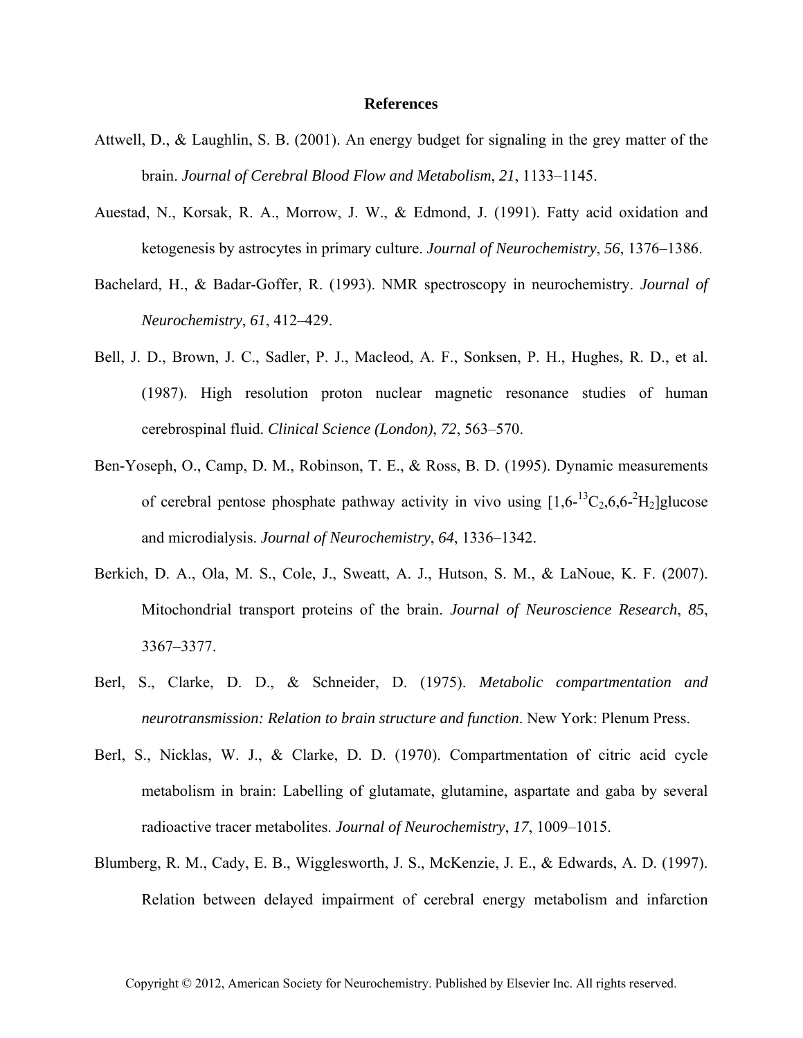# References

Attwell, D., & Laughlin, S. B. (2001). An energy budget for signaling in the grey matter of the brain. *Journal of Cerebral Blood Flow and Metabolism*, *21*, 1133–1145.

Auestad, N., Korsak, R. A., Morrow, J. W., & Edmond, J. (1991). Fatty acid oxidation and ketogenesis by astrocytes in primary culture. *Journal of Neurochemistry*, *56*, 1376–1386.

Bachelard, H., & Badar-Goffer, R. (1993). NMR spectroscopy in neurochemistry. *Journal of Neurochemistry*, *61*, 412–429.

Bell, J. D., Brown, J. C., Sadler, P. J., Macleod, A. F., Sonksen, P. H., Hughes, R. D., et al. (1987). High resolution proton nuclear magnetic resonance studies of human cerebrospinal fluid. *Clinical Science (London)*, *72*, 563–570.

Ben-Yoseph, O., Camp, D. M., Robinson, T. E., & Ross, B. D. (1995). Dynamic measurements of cerebral pentose phosphate pathway activity in vivo using [1,6-$^{13}C_2$,6,6-$^{2}H_2$]glucose and microdialysis. *Journal of Neurochemistry*, *64*, 1336–1342.

Berkich, D. A., Ola, M. S., Cole, J., Sweatt, A. J., Hutson, S. M., & LaNoue, K. F. (2007). Mitochondrial transport proteins of the brain. *Journal of Neuroscience Research*, *85*, 3367–3377.

Berl, S., Clarke, D. D., & Schneider, D. (1975). *Metabolic compartmentation and neurotransmission: Relation to brain structure and function*. New York: Plenum Press.

Berl, S., Nicklas, W. J., & Clarke, D. D. (1970). Compartmentation of citric acid cycle metabolism in brain: Labelling of glutamate, glutamine, aspartate and gaba by several radioactive tracer metabolites. *Journal of Neurochemistry*, *17*, 1009–1015.

Blumberg, R. M., Cady, E. B., Wigglesworth, J. S., McKenzie, J. E., & Edwards, A. D. (1997). Relation between delayed impairment of cerebral energy metabolism and infarction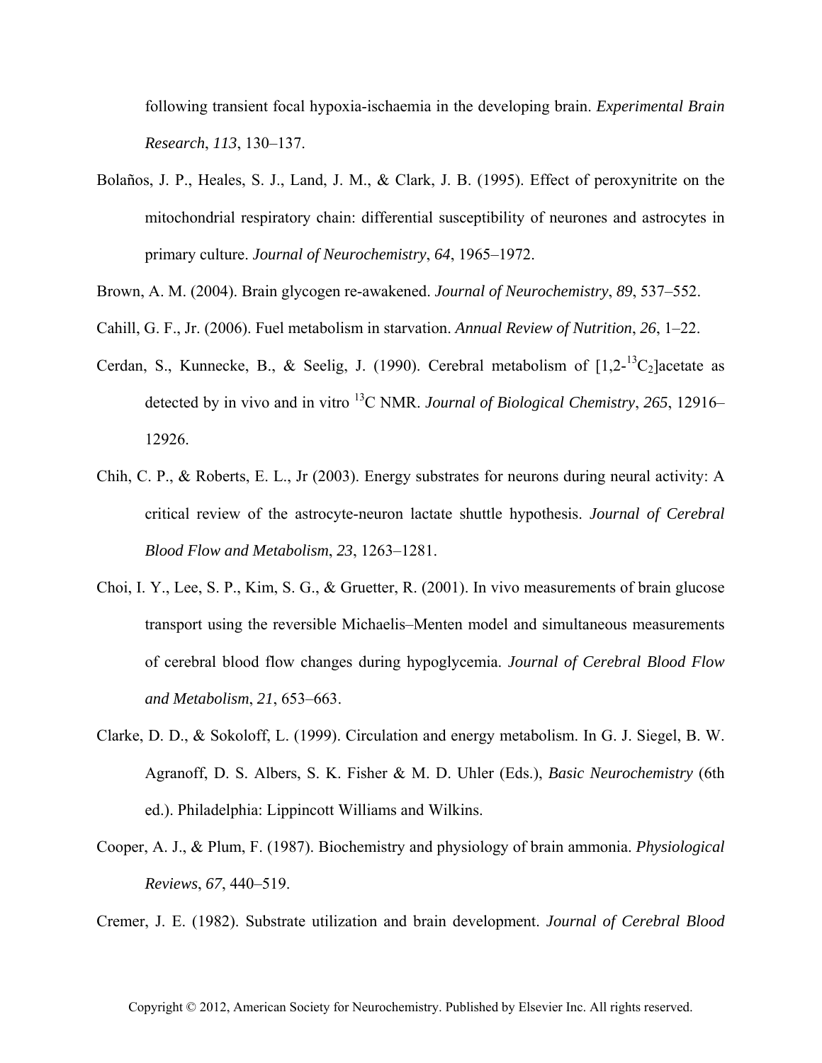following transient focal hypoxia-ischaemia in the developing brain. *Experimental Brain Research*, *113*, 130–137.

Bolaños, J. P., Heales, S. J., Land, J. M., & Clark, J. B. (1995). Effect of peroxynitrite on the mitochondrial respiratory chain: differential susceptibility of neurones and astrocytes in primary culture. *Journal of Neurochemistry*, *64*, 1965–1972.

Brown, A. M. (2004). Brain glycogen re-awakened. *Journal of Neurochemistry*, *89*, 537–552.

Cahill, G. F., Jr. (2006). Fuel metabolism in starvation. *Annual Review of Nutrition*, *26*, 1–22.

Cerdan, S., Kunnecke, B., & Seelig, J. (1990). Cerebral metabolism of [1,2-$^{13}C_2$]acetate as detected by in vivo and in vitro $^{13}C$ NMR. *Journal of Biological Chemistry*, *265*, 12916–12926.

Chih, C. P., & Roberts, E. L., Jr (2003). Energy substrates for neurons during neural activity: A critical review of the astrocyte-neuron lactate shuttle hypothesis. *Journal of Cerebral Blood Flow and Metabolism*, *23*, 1263–1281.

Choi, I. Y., Lee, S. P., Kim, S. G., & Gruetter, R. (2001). In vivo measurements of brain glucose transport using the reversible Michaelis–Menten model and simultaneous measurements of cerebral blood flow changes during hypoglycemia. *Journal of Cerebral Blood Flow and Metabolism*, *21*, 653–663.

Clarke, D. D., & Sokoloff, L. (1999). Circulation and energy metabolism. In G. J. Siegel, B. W. Agranoff, D. S. Albers, S. K. Fisher & M. D. Uhler (Eds.), *Basic Neurochemistry* (6th ed.). Philadelphia: Lippincott Williams and Wilkins.

Cooper, A. J., & Plum, F. (1987). Biochemistry and physiology of brain ammonia. *Physiological Reviews*, *67*, 440–519.

Cremer, J. E. (1982). Substrate utilization and brain development. *Journal of Cerebral Blood*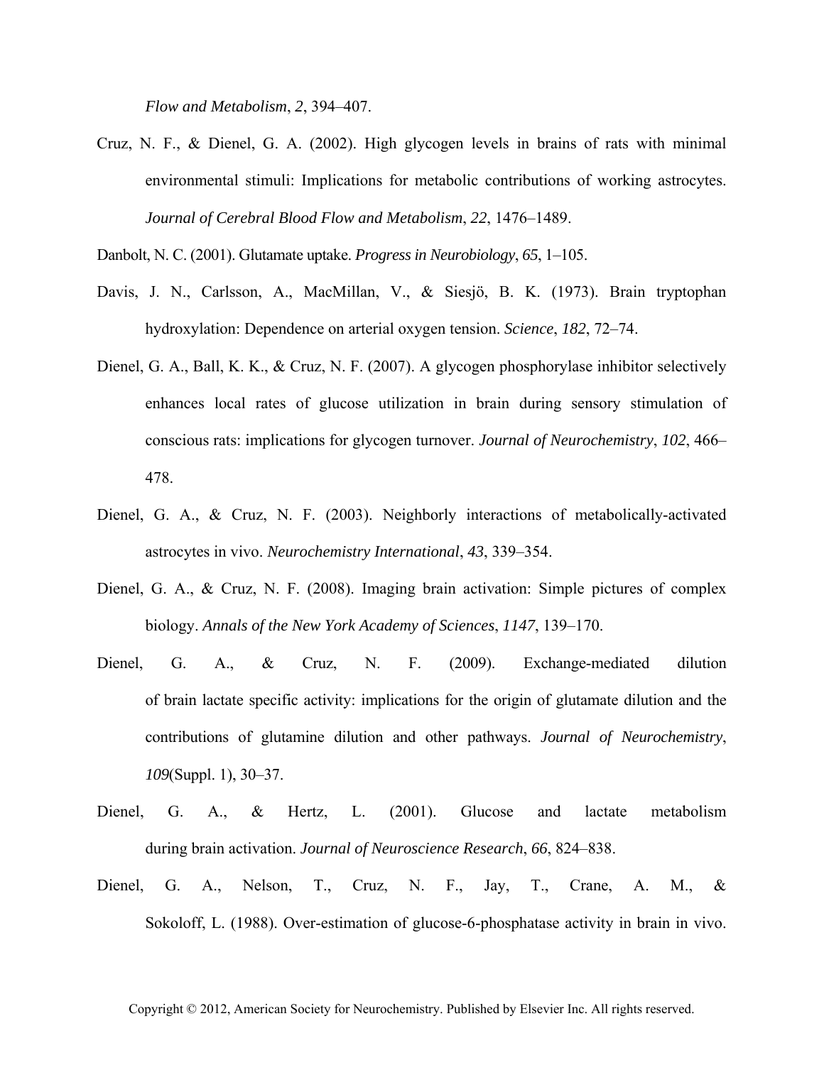*Flow and Metabolism*, *2*, 394–407.

Cruz, N. F., & Dienel, G. A. (2002). High glycogen levels in brains of rats with minimal environmental stimuli: Implications for metabolic contributions of working astrocytes. *Journal of Cerebral Blood Flow and Metabolism*, *22*, 1476–1489.

Danbolt, N. C. (2001). Glutamate uptake. *Progress in Neurobiology*, *65*, 1–105.

Davis, J. N., Carlsson, A., MacMillan, V., & Siesjö, B. K. (1973). Brain tryptophan hydroxylation: Dependence on arterial oxygen tension. *Science*, *182*, 72–74.

Dienel, G. A., Ball, K. K., & Cruz, N. F. (2007). A glycogen phosphorylase inhibitor selectively enhances local rates of glucose utilization in brain during sensory stimulation of conscious rats: implications for glycogen turnover. *Journal of Neurochemistry*, *102*, 466–478.

Dienel, G. A., & Cruz, N. F. (2003). Neighborly interactions of metabolically-activated astrocytes in vivo. *Neurochemistry International*, *43*, 339–354.

Dienel, G. A., & Cruz, N. F. (2008). Imaging brain activation: Simple pictures of complex biology. *Annals of the New York Academy of Sciences*, *1147*, 139–170.

Dienel, G. A., & Cruz, N. F. (2009). Exchange-mediated dilution of brain lactate specific activity: implications for the origin of glutamate dilution and the contributions of glutamine dilution and other pathways. *Journal of Neurochemistry*, *109*(Suppl. 1), 30–37.

Dienel, G. A., & Hertz, L. (2001). Glucose and lactate metabolism during brain activation. *Journal of Neuroscience Research*, *66*, 824–838.

Dienel, G. A., Nelson, T., Cruz, N. F., Jay, T., Crane, A. M., & Sokoloff, L. (1988). Over-estimation of glucose-6-phosphatase activity in brain in vivo.

Copyright © 2012, American Society for Neurochemistry. Published by Elsevier Inc. All rights reserved.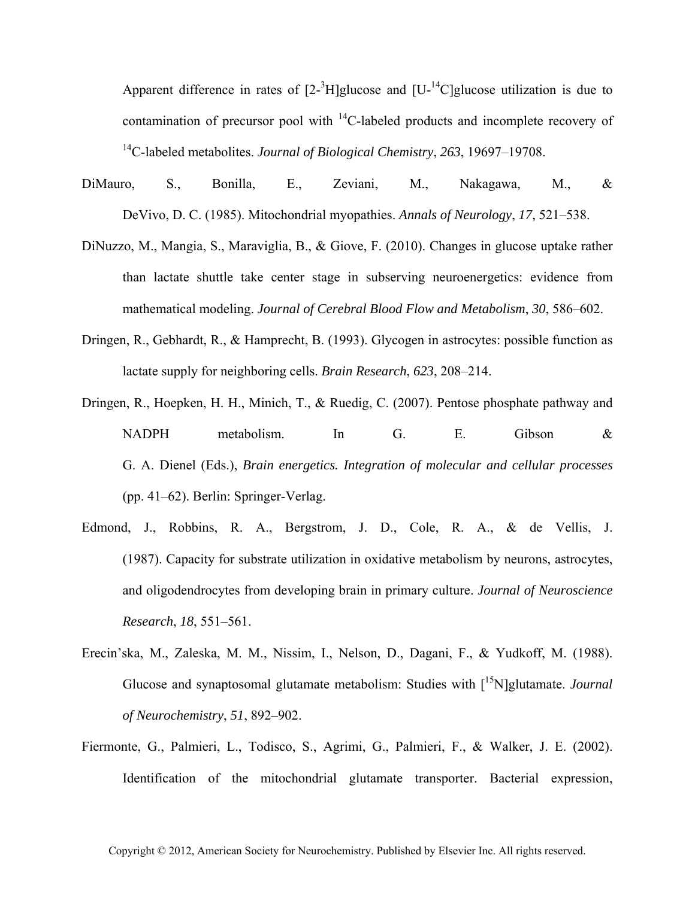Apparent difference in rates of [2-$^{3}$H]glucose and [U-$^{14}$C]glucose utilization is due to contamination of precursor pool with $^{14}$C-labeled products and incomplete recovery of $^{14}$C-labeled metabolites. *Journal of Biological Chemistry*, *263*, 19697–19708.

DiMauro, S., Bonilla, E., Zeviani, M., Nakagawa, M., & DeVivo, D. C. (1985). Mitochondrial myopathies. *Annals of Neurology*, *17*, 521–538.

DiNuzzo, M., Mangia, S., Maraviglia, B., & Giove, F. (2010). Changes in glucose uptake rather than lactate shuttle take center stage in subserving neuroenergetics: evidence from mathematical modeling. *Journal of Cerebral Blood Flow and Metabolism*, *30*, 586–602.

Dringen, R., Gebhardt, R., & Hamprecht, B. (1993). Glycogen in astrocytes: possible function as lactate supply for neighboring cells. *Brain Research*, *623*, 208–214.

Dringen, R., Hoepken, H. H., Minich, T., & Ruedig, C. (2007). Pentose phosphate pathway and NADPH metabolism. In G. E. Gibson & G. A. Dienel (Eds.), *Brain energetics. Integration of molecular and cellular processes* (pp. 41–62). Berlin: Springer-Verlag.

Edmond, J., Robbins, R. A., Bergstrom, J. D., Cole, R. A., & de Vellis, J. (1987). Capacity for substrate utilization in oxidative metabolism by neurons, astrocytes, and oligodendrocytes from developing brain in primary culture. *Journal of Neuroscience Research*, *18*, 551–561.

Erecin'ska, M., Zaleska, M. M., Nissim, I., Nelson, D., Dagani, F., & Yudkoff, M. (1988). Glucose and synaptosomal glutamate metabolism: Studies with [$^{15}$N]glutamate. *Journal of Neurochemistry*, *51*, 892–902.

Fiermonte, G., Palmieri, L., Todisco, S., Agrimi, G., Palmieri, F., & Walker, J. E. (2002). Identification of the mitochondrial glutamate transporter. Bacterial expression,

Copyright © 2012, American Society for Neurochemistry. Published by Elsevier Inc. All rights reserved.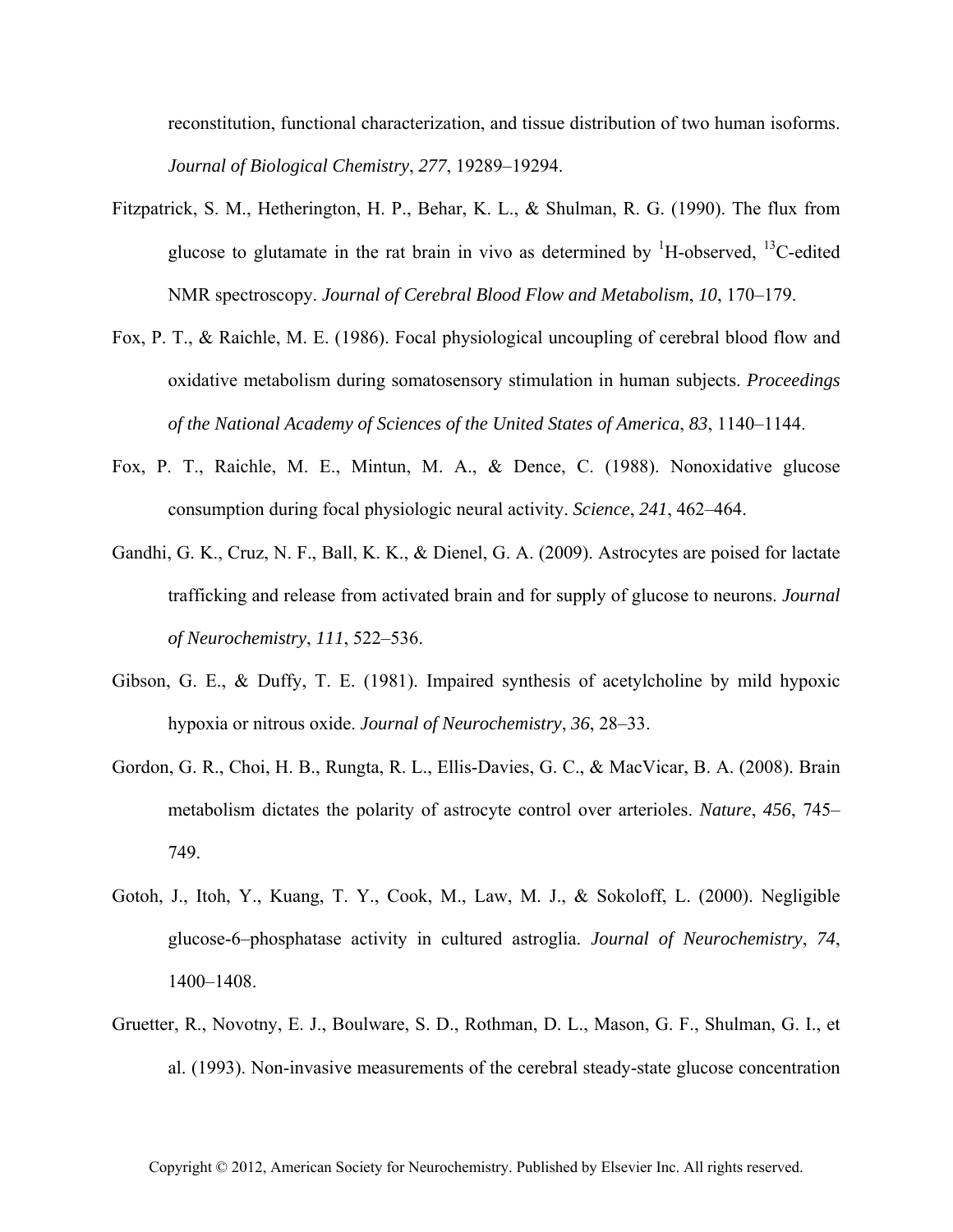reconstitution, functional characterization, and tissue distribution of two human isoforms. *Journal of Biological Chemistry*, *277*, 19289–19294.

Fitzpatrick, S. M., Hetherington, H. P., Behar, K. L., & Shulman, R. G. (1990). The flux from glucose to glutamate in the rat brain in vivo as determined by $^{1}$H-observed, $^{13}$C-edited NMR spectroscopy. *Journal of Cerebral Blood Flow and Metabolism*, *10*, 170–179.

Fox, P. T., & Raichle, M. E. (1986). Focal physiological uncoupling of cerebral blood flow and oxidative metabolism during somatosensory stimulation in human subjects. *Proceedings of the National Academy of Sciences of the United States of America*, *83*, 1140–1144.

Fox, P. T., Raichle, M. E., Mintun, M. A., & Dence, C. (1988). Nonoxidative glucose consumption during focal physiologic neural activity. *Science*, *241*, 462–464.

Gandhi, G. K., Cruz, N. F., Ball, K. K., & Dienel, G. A. (2009). Astrocytes are poised for lactate trafficking and release from activated brain and for supply of glucose to neurons. *Journal of Neurochemistry*, *111*, 522–536.

Gibson, G. E., & Duffy, T. E. (1981). Impaired synthesis of acetylcholine by mild hypoxic hypoxia or nitrous oxide. *Journal of Neurochemistry*, *36*, 28–33.

Gordon, G. R., Choi, H. B., Rungta, R. L., Ellis-Davies, G. C., & MacVicar, B. A. (2008). Brain metabolism dictates the polarity of astrocyte control over arterioles. *Nature*, *456*, 745–749.

Gotoh, J., Itoh, Y., Kuang, T. Y., Cook, M., Law, M. J., & Sokoloff, L. (2000). Negligible glucose-6–phosphatase activity in cultured astroglia. *Journal of Neurochemistry*, *74*, 1400–1408.

Gruetter, R., Novotny, E. J., Boulware, S. D., Rothman, D. L., Mason, G. F., Shulman, G. I., et al. (1993). Non-invasive measurements of the cerebral steady-state glucose concentration

Copyright © 2012, American Society for Neurochemistry. Published by Elsevier Inc. All rights reserved.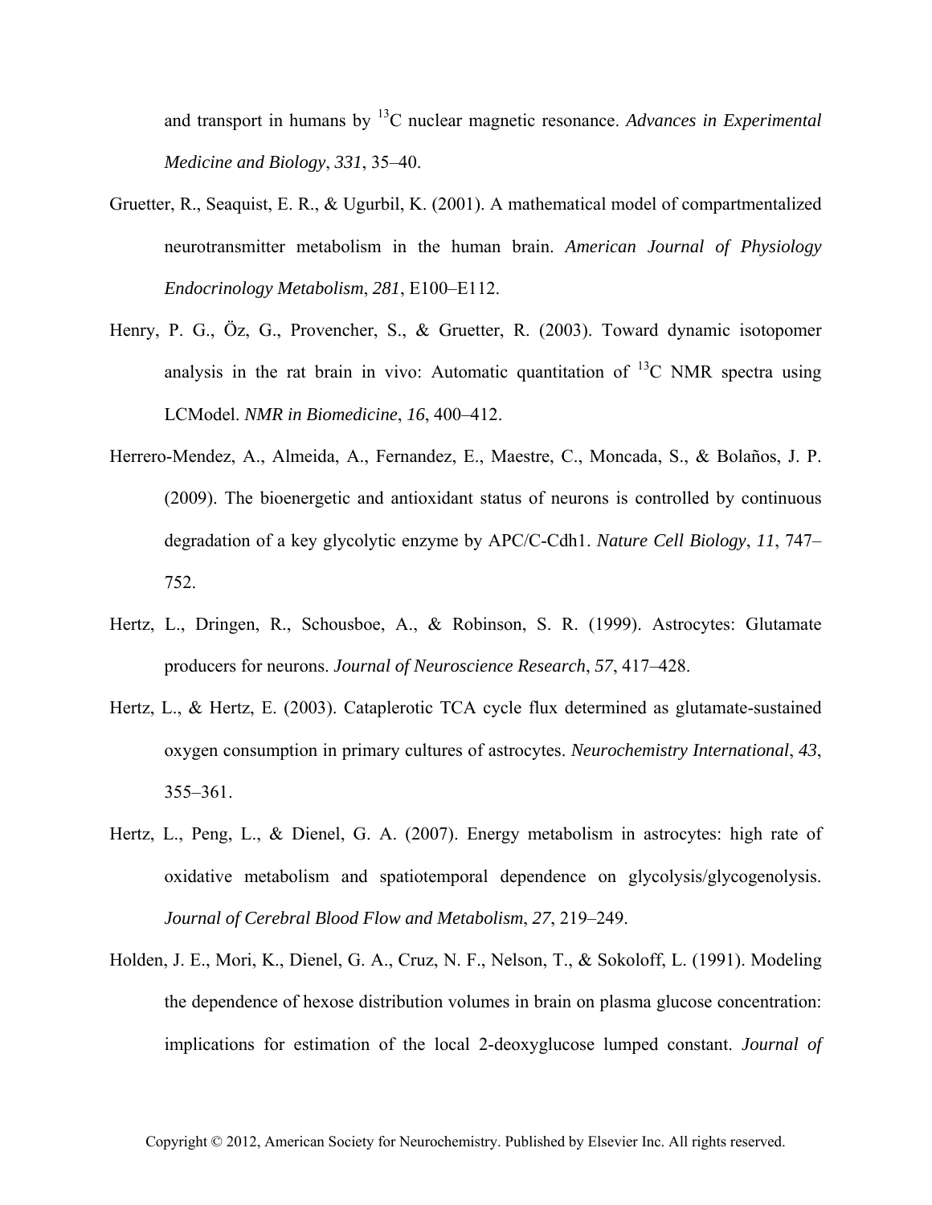and transport in humans by $^{13}$C nuclear magnetic resonance. *Advances in Experimental Medicine and Biology*, *331*, 35–40.

Gruetter, R., Seaquist, E. R., & Ugurbil, K. (2001). A mathematical model of compartmentalized neurotransmitter metabolism in the human brain. *American Journal of Physiology Endocrinology Metabolism*, *281*, E100–E112.

Henry, P. G., Öz, G., Provencher, S., & Gruetter, R. (2003). Toward dynamic isotopomer analysis in the rat brain in vivo: Automatic quantitation of $^{13}$C NMR spectra using LCModel. *NMR in Biomedicine*, *16*, 400–412.

Herrero-Mendez, A., Almeida, A., Fernandez, E., Maestre, C., Moncada, S., & Bolaños, J. P. (2009). The bioenergetic and antioxidant status of neurons is controlled by continuous degradation of a key glycolytic enzyme by APC/C-Cdh1. *Nature Cell Biology*, *11*, 747–752.

Hertz, L., Dringen, R., Schousboe, A., & Robinson, S. R. (1999). Astrocytes: Glutamate producers for neurons. *Journal of Neuroscience Research*, *57*, 417–428.

Hertz, L., & Hertz, E. (2003). Cataplerotic TCA cycle flux determined as glutamate-sustained oxygen consumption in primary cultures of astrocytes. *Neurochemistry International*, *43*, 355–361.

Hertz, L., Peng, L., & Dienel, G. A. (2007). Energy metabolism in astrocytes: high rate of oxidative metabolism and spatiotemporal dependence on glycolysis/glycogenolysis. *Journal of Cerebral Blood Flow and Metabolism*, *27*, 219–249.

Holden, J. E., Mori, K., Dienel, G. A., Cruz, N. F., Nelson, T., & Sokoloff, L. (1991). Modeling the dependence of hexose distribution volumes in brain on plasma glucose concentration: implications for estimation of the local 2-deoxyglucose lumped constant. *Journal of*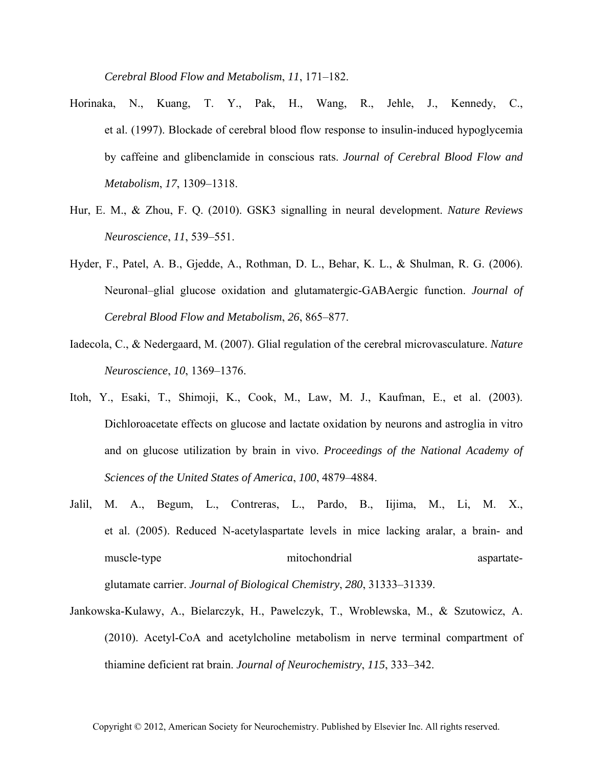*Cerebral Blood Flow and Metabolism*, *11*, 171–182.

Horinaka, N., Kuang, T. Y., Pak, H., Wang, R., Jehle, J., Kennedy, C., et al. (1997). Blockade of cerebral blood flow response to insulin-induced hypoglycemia by caffeine and glibenclamide in conscious rats. *Journal of Cerebral Blood Flow and Metabolism*, *17*, 1309–1318.

Hur, E. M., & Zhou, F. Q. (2010). GSK3 signalling in neural development. *Nature Reviews Neuroscience*, *11*, 539–551.

Hyder, F., Patel, A. B., Gjedde, A., Rothman, D. L., Behar, K. L., & Shulman, R. G. (2006). Neuronal–glial glucose oxidation and glutamatergic-GABAergic function. *Journal of Cerebral Blood Flow and Metabolism*, *26*, 865–877.

Iadecola, C., & Nedergaard, M. (2007). Glial regulation of the cerebral microvasculature. *Nature Neuroscience*, *10*, 1369–1376.

Itoh, Y., Esaki, T., Shimoji, K., Cook, M., Law, M. J., Kaufman, E., et al. (2003). Dichloroacetate effects on glucose and lactate oxidation by neurons and astroglia in vitro and on glucose utilization by brain in vivo. *Proceedings of the National Academy of Sciences of the United States of America*, *100*, 4879–4884.

Jalil, M. A., Begum, L., Contreras, L., Pardo, B., Iijima, M., Li, M. X., et al. (2005). Reduced N-acetylaspartate levels in mice lacking aralar, a brain- and muscle-type mitochondrial aspartate-glutamate carrier. *Journal of Biological Chemistry*, *280*, 31333–31339.

Jankowska-Kulawy, A., Bielarczyk, H., Pawelczyk, T., Wroblewska, M., & Szutowicz, A. (2010). Acetyl-CoA and acetylcholine metabolism in nerve terminal compartment of thiamine deficient rat brain. *Journal of Neurochemistry*, *115*, 333–342.

Copyright © 2012, American Society for Neurochemistry. Published by Elsevier Inc. All rights reserved.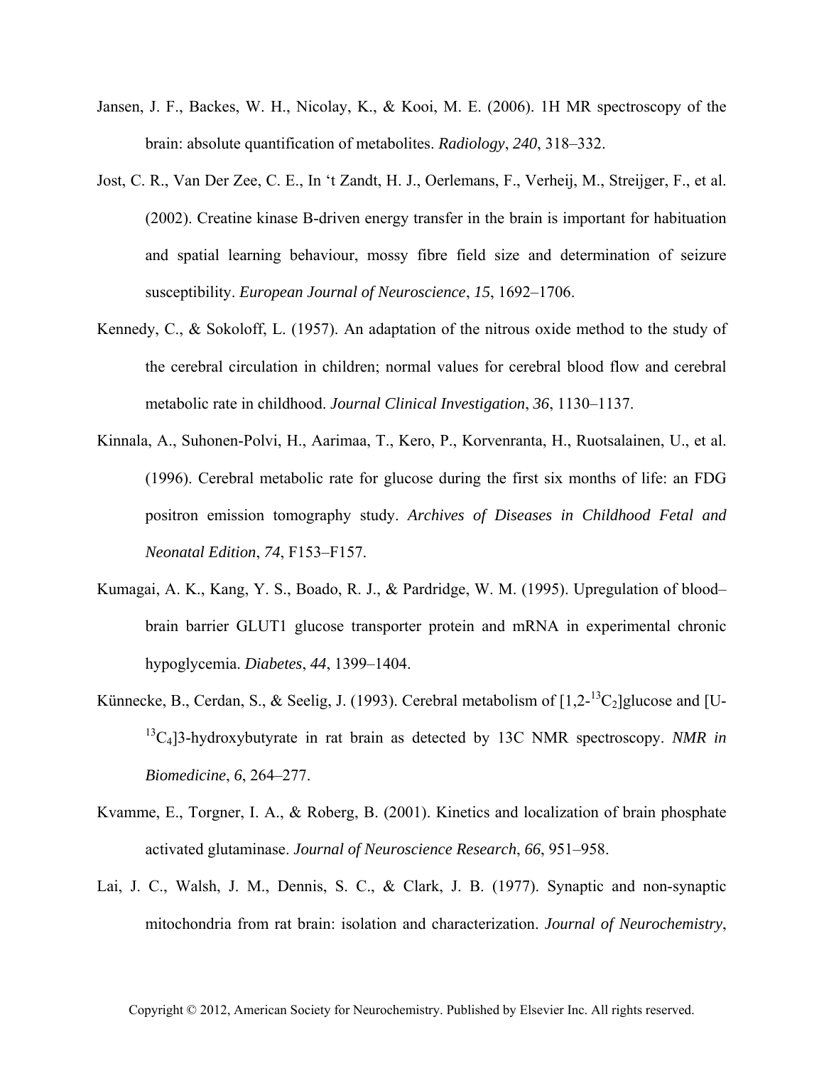Jansen, J. F., Backes, W. H., Nicolay, K., & Kooi, M. E. (2006). 1H MR spectroscopy of the brain: absolute quantification of metabolites. *Radiology*, *240*, 318–332.

Jost, C. R., Van Der Zee, C. E., In 't Zandt, H. J., Oerlemans, F., Verheij, M., Streijger, F., et al. (2002). Creatine kinase B-driven energy transfer in the brain is important for habituation and spatial learning behaviour, mossy fibre field size and determination of seizure susceptibility. *European Journal of Neuroscience*, *15*, 1692–1706.

Kennedy, C., & Sokoloff, L. (1957). An adaptation of the nitrous oxide method to the study of the cerebral circulation in children; normal values for cerebral blood flow and cerebral metabolic rate in childhood. *Journal Clinical Investigation*, *36*, 1130–1137.

Kinnala, A., Suhonen-Polvi, H., Aarimaa, T., Kero, P., Korvenranta, H., Ruotsalainen, U., et al. (1996). Cerebral metabolic rate for glucose during the first six months of life: an FDG positron emission tomography study. *Archives of Diseases in Childhood Fetal and Neonatal Edition*, *74*, F153–F157.

Kumagai, A. K., Kang, Y. S., Boado, R. J., & Pardridge, W. M. (1995). Upregulation of blood–brain barrier GLUT1 glucose transporter protein and mRNA in experimental chronic hypoglycemia. *Diabetes*, *44*, 1399–1404.

Künnecke, B., Cerdan, S., & Seelig, J. (1993). Cerebral metabolism of [1,2-$^{13}C_2$]glucose and [U-$^{13}C_4$]3-hydroxybutyrate in rat brain as detected by 13C NMR spectroscopy. *NMR in Biomedicine*, *6*, 264–277.

Kvamme, E., Torgner, I. A., & Roberg, B. (2001). Kinetics and localization of brain phosphate activated glutaminase. *Journal of Neuroscience Research*, *66*, 951–958.

Lai, J. C., Walsh, J. M., Dennis, S. C., & Clark, J. B. (1977). Synaptic and non-synaptic mitochondria from rat brain: isolation and characterization. *Journal of Neurochemistry*,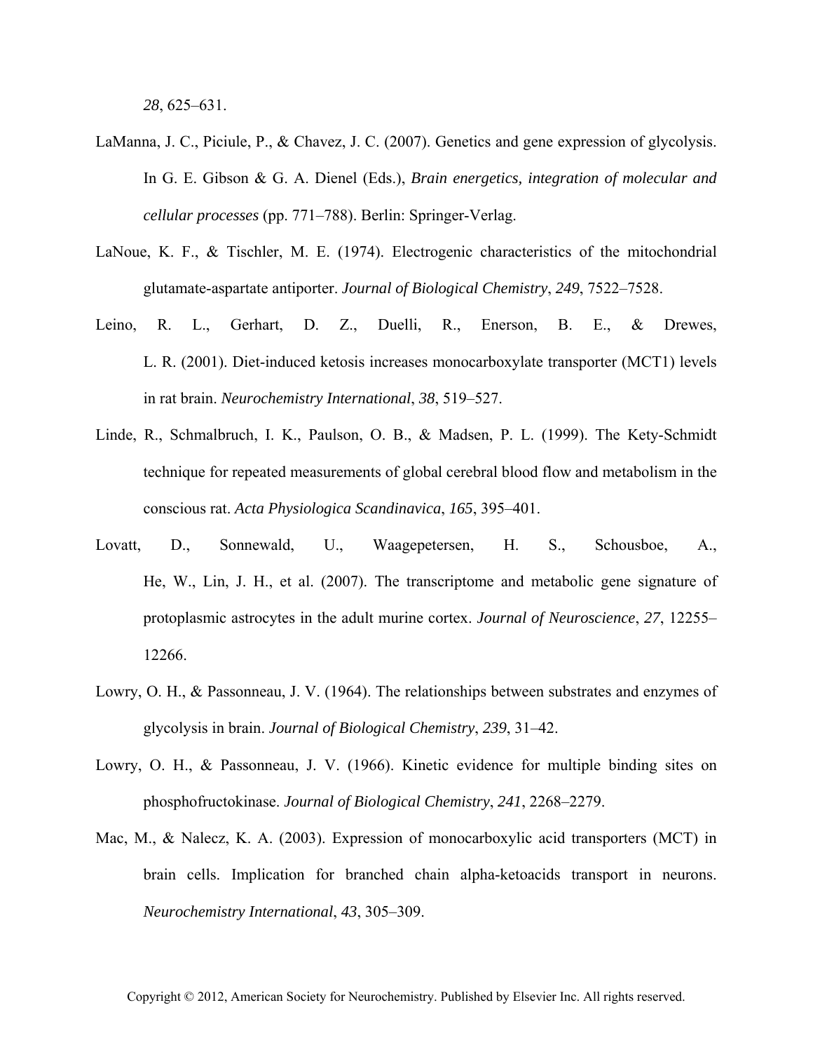*28*, 625–631.

LaManna, J. C., Piciule, P., & Chavez, J. C. (2007). Genetics and gene expression of glycolysis. In G. E. Gibson & G. A. Dienel (Eds.), *Brain energetics, integration of molecular and cellular processes* (pp. 771–788). Berlin: Springer-Verlag.

LaNoue, K. F., & Tischler, M. E. (1974). Electrogenic characteristics of the mitochondrial glutamate-aspartate antiporter. *Journal of Biological Chemistry*, *249*, 7522–7528.

Leino, R. L., Gerhart, D. Z., Duelli, R., Enerson, B. E., & Drewes, L. R. (2001). Diet-induced ketosis increases monocarboxylate transporter (MCT1) levels in rat brain. *Neurochemistry International*, *38*, 519–527.

Linde, R., Schmalbruch, I. K., Paulson, O. B., & Madsen, P. L. (1999). The Kety-Schmidt technique for repeated measurements of global cerebral blood flow and metabolism in the conscious rat. *Acta Physiologica Scandinavica*, *165*, 395–401.

Lovatt, D., Sonnewald, U., Waagepetersen, H. S., Schousboe, A., He, W., Lin, J. H., et al. (2007). The transcriptome and metabolic gene signature of protoplasmic astrocytes in the adult murine cortex. *Journal of Neuroscience*, *27*, 12255–12266.

Lowry, O. H., & Passonneau, J. V. (1964). The relationships between substrates and enzymes of glycolysis in brain. *Journal of Biological Chemistry*, *239*, 31–42.

Lowry, O. H., & Passonneau, J. V. (1966). Kinetic evidence for multiple binding sites on phosphofructokinase. *Journal of Biological Chemistry*, *241*, 2268–2279.

Mac, M., & Nalecz, K. A. (2003). Expression of monocarboxylic acid transporters (MCT) in brain cells. Implication for branched chain alpha-ketoacids transport in neurons. *Neurochemistry International*, *43*, 305–309.

Copyright © 2012, American Society for Neurochemistry. Published by Elsevier Inc. All rights reserved.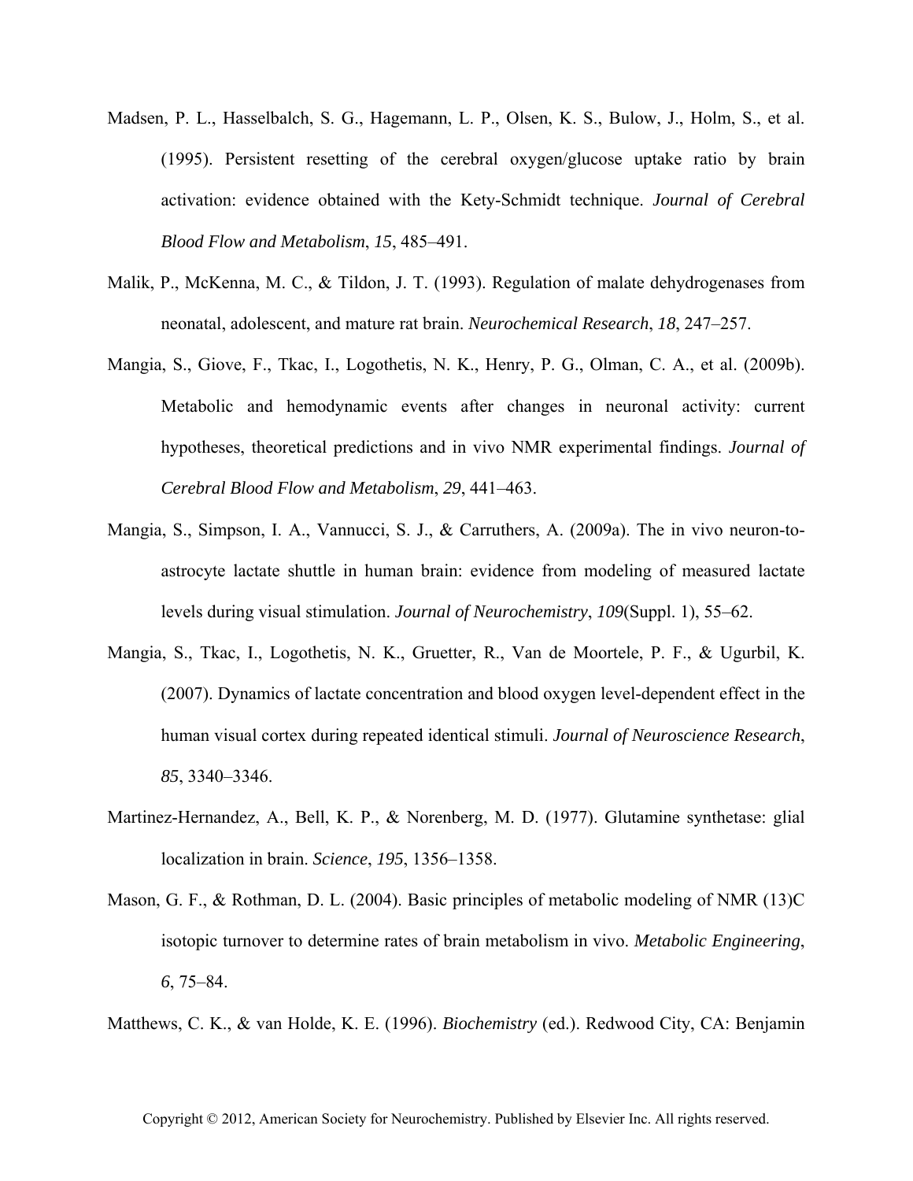Madsen, P. L., Hasselbalch, S. G., Hagemann, L. P., Olsen, K. S., Bulow, J., Holm, S., et al. (1995). Persistent resetting of the cerebral oxygen/glucose uptake ratio by brain activation: evidence obtained with the Kety-Schmidt technique. *Journal of Cerebral Blood Flow and Metabolism*, *15*, 485–491.

Malik, P., McKenna, M. C., & Tildon, J. T. (1993). Regulation of malate dehydrogenases from neonatal, adolescent, and mature rat brain. *Neurochemical Research*, *18*, 247–257.

Mangia, S., Giove, F., Tkac, I., Logothetis, N. K., Henry, P. G., Olman, C. A., et al. (2009b). Metabolic and hemodynamic events after changes in neuronal activity: current hypotheses, theoretical predictions and in vivo NMR experimental findings. *Journal of Cerebral Blood Flow and Metabolism*, *29*, 441–463.

Mangia, S., Simpson, I. A., Vannucci, S. J., & Carruthers, A. (2009a). The in vivo neuron-to-astrocyte lactate shuttle in human brain: evidence from modeling of measured lactate levels during visual stimulation. *Journal of Neurochemistry*, *109*(Suppl. 1), 55–62.

Mangia, S., Tkac, I., Logothetis, N. K., Gruetter, R., Van de Moortele, P. F., & Ugurbil, K. (2007). Dynamics of lactate concentration and blood oxygen level-dependent effect in the human visual cortex during repeated identical stimuli. *Journal of Neuroscience Research*, *85*, 3340–3346.

Martinez-Hernandez, A., Bell, K. P., & Norenberg, M. D. (1977). Glutamine synthetase: glial localization in brain. *Science*, *195*, 1356–1358.

Mason, G. F., & Rothman, D. L. (2004). Basic principles of metabolic modeling of NMR (13)C isotopic turnover to determine rates of brain metabolism in vivo. *Metabolic Engineering*, *6*, 75–84.

Matthews, C. K., & van Holde, K. E. (1996). *Biochemistry* (ed.). Redwood City, CA: Benjamin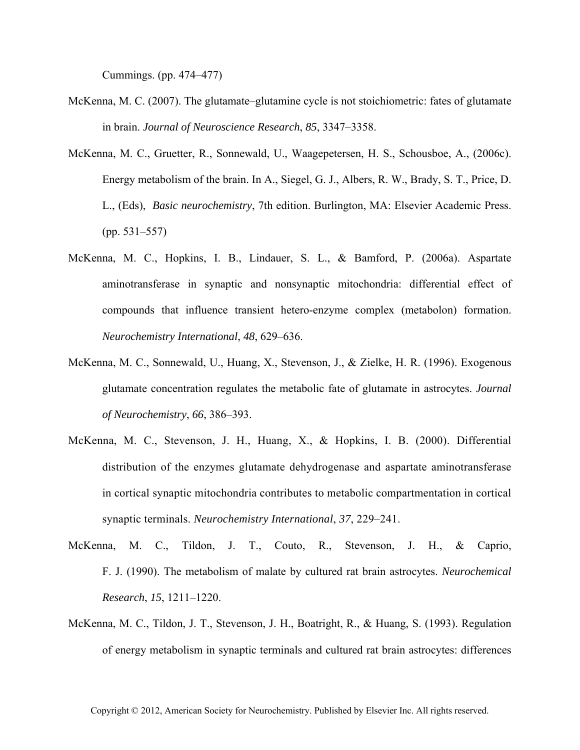Cummings. (pp. 474–477)

McKenna, M. C. (2007). The glutamate–glutamine cycle is not stoichiometric: fates of glutamate in brain. *Journal of Neuroscience Research*, *85*, 3347–3358.

McKenna, M. C., Gruetter, R., Sonnewald, U., Waagepetersen, H. S., Schousboe, A., (2006c). Energy metabolism of the brain. In A., Siegel, G. J., Albers, R. W., Brady, S. T., Price, D. L., (Eds), *Basic neurochemistry*, 7th edition. Burlington, MA: Elsevier Academic Press. (pp. 531–557)

McKenna, M. C., Hopkins, I. B., Lindauer, S. L., & Bamford, P. (2006a). Aspartate aminotransferase in synaptic and nonsynaptic mitochondria: differential effect of compounds that influence transient hetero-enzyme complex (metabolon) formation. *Neurochemistry International*, *48*, 629–636.

McKenna, M. C., Sonnewald, U., Huang, X., Stevenson, J., & Zielke, H. R. (1996). Exogenous glutamate concentration regulates the metabolic fate of glutamate in astrocytes. *Journal of Neurochemistry*, *66*, 386–393.

McKenna, M. C., Stevenson, J. H., Huang, X., & Hopkins, I. B. (2000). Differential distribution of the enzymes glutamate dehydrogenase and aspartate aminotransferase in cortical synaptic mitochondria contributes to metabolic compartmentation in cortical synaptic terminals. *Neurochemistry International*, *37*, 229–241.

McKenna, M. C., Tildon, J. T., Couto, R., Stevenson, J. H., & Caprio, F. J. (1990). The metabolism of malate by cultured rat brain astrocytes. *Neurochemical Research*, *15*, 1211–1220.

McKenna, M. C., Tildon, J. T., Stevenson, J. H., Boatright, R., & Huang, S. (1993). Regulation of energy metabolism in synaptic terminals and cultured rat brain astrocytes: differences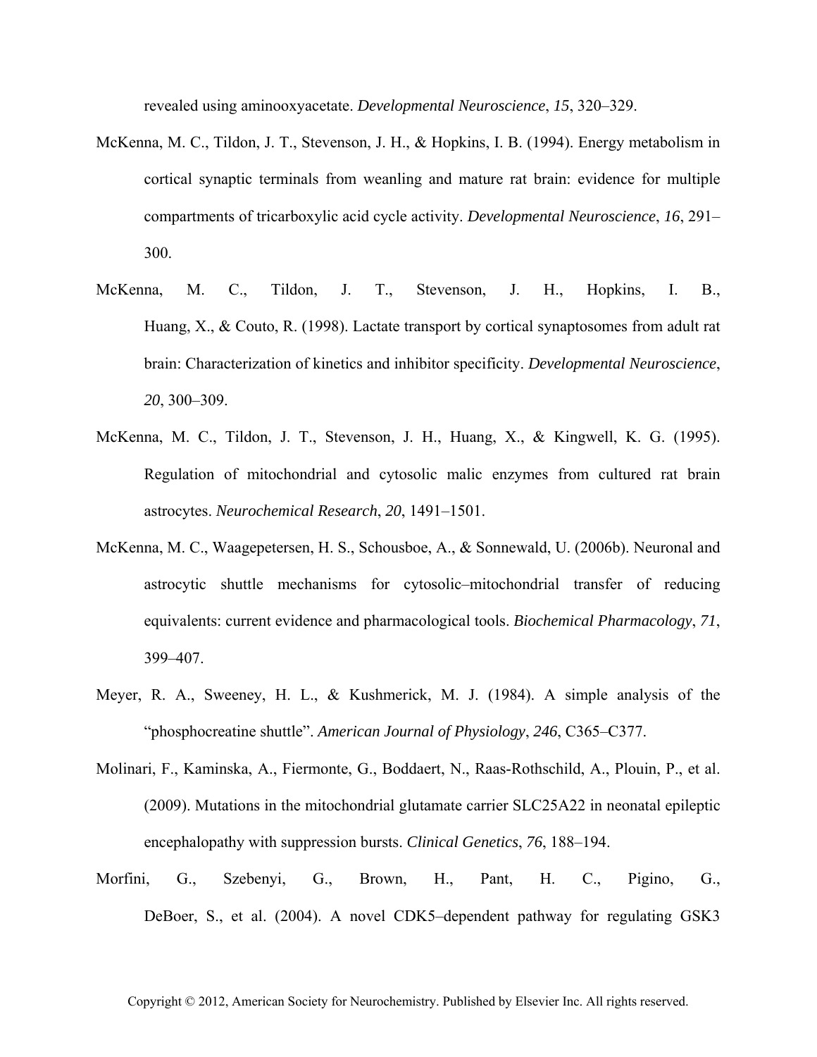revealed using aminooxyacetate. *Developmental Neuroscience*, *15*, 320–329.

McKenna, M. C., Tildon, J. T., Stevenson, J. H., & Hopkins, I. B. (1994). Energy metabolism in cortical synaptic terminals from weanling and mature rat brain: evidence for multiple compartments of tricarboxylic acid cycle activity. *Developmental Neuroscience*, *16*, 291–300.

McKenna, M. C., Tildon, J. T., Stevenson, J. H., Hopkins, I. B., Huang, X., & Couto, R. (1998). Lactate transport by cortical synaptosomes from adult rat brain: Characterization of kinetics and inhibitor specificity. *Developmental Neuroscience*, *20*, 300–309.

McKenna, M. C., Tildon, J. T., Stevenson, J. H., Huang, X., & Kingwell, K. G. (1995). Regulation of mitochondrial and cytosolic malic enzymes from cultured rat brain astrocytes. *Neurochemical Research*, *20*, 1491–1501.

McKenna, M. C., Waagepetersen, H. S., Schousboe, A., & Sonnewald, U. (2006b). Neuronal and astrocytic shuttle mechanisms for cytosolic–mitochondrial transfer of reducing equivalents: current evidence and pharmacological tools. *Biochemical Pharmacology*, *71*, 399–407.

Meyer, R. A., Sweeney, H. L., & Kushmerick, M. J. (1984). A simple analysis of the "phosphocreatine shuttle". *American Journal of Physiology*, *246*, C365–C377.

Molinari, F., Kaminska, A., Fiermonte, G., Boddaert, N., Raas-Rothschild, A., Plouin, P., et al. (2009). Mutations in the mitochondrial glutamate carrier SLC25A22 in neonatal epileptic encephalopathy with suppression bursts. *Clinical Genetics*, *76*, 188–194.

Morfini, G., Szebenyi, G., Brown, H., Pant, H. C., Pigino, G., DeBoer, S., et al. (2004). A novel CDK5–dependent pathway for regulating GSK3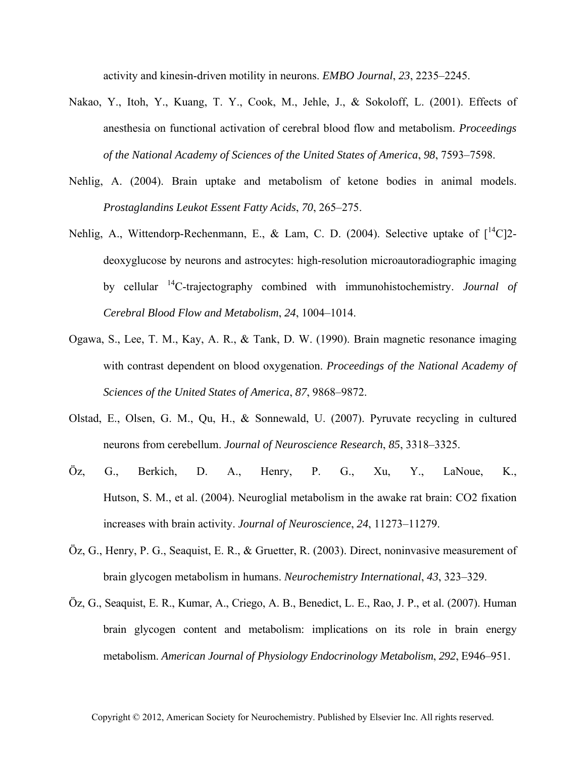activity and kinesin-driven motility in neurons. *EMBO Journal*, *23*, 2235–2245.

Nakao, Y., Itoh, Y., Kuang, T. Y., Cook, M., Jehle, J., & Sokoloff, L. (2001). Effects of anesthesia on functional activation of cerebral blood flow and metabolism. *Proceedings of the National Academy of Sciences of the United States of America*, *98*, 7593–7598.

Nehlig, A. (2004). Brain uptake and metabolism of ketone bodies in animal models. *Prostaglandins Leukot Essent Fatty Acids*, *70*, 265–275.

Nehlig, A., Wittendorp-Rechenmann, E., & Lam, C. D. (2004). Selective uptake of [$^{14}$C]2-deoxyglucose by neurons and astrocytes: high-resolution microautoradiographic imaging by cellular $^{14}$C-trajectography combined with immunohistochemistry. *Journal of Cerebral Blood Flow and Metabolism*, *24*, 1004–1014.

Ogawa, S., Lee, T. M., Kay, A. R., & Tank, D. W. (1990). Brain magnetic resonance imaging with contrast dependent on blood oxygenation. *Proceedings of the National Academy of Sciences of the United States of America*, *87*, 9868–9872.

Olstad, E., Olsen, G. M., Qu, H., & Sonnewald, U. (2007). Pyruvate recycling in cultured neurons from cerebellum. *Journal of Neuroscience Research*, *85*, 3318–3325.

Öz, G., Berkich, D. A., Henry, P. G., Xu, Y., LaNoue, K., Hutson, S. M., et al. (2004). Neuroglial metabolism in the awake rat brain: CO2 fixation increases with brain activity. *Journal of Neuroscience*, *24*, 11273–11279.

Öz, G., Henry, P. G., Seaquist, E. R., & Gruetter, R. (2003). Direct, noninvasive measurement of brain glycogen metabolism in humans. *Neurochemistry International*, *43*, 323–329.

Öz, G., Seaquist, E. R., Kumar, A., Criego, A. B., Benedict, L. E., Rao, J. P., et al. (2007). Human brain glycogen content and metabolism: implications on its role in brain energy metabolism. *American Journal of Physiology Endocrinology Metabolism*, *292*, E946–951.

Copyright © 2012, American Society for Neurochemistry. Published by Elsevier Inc. All rights reserved.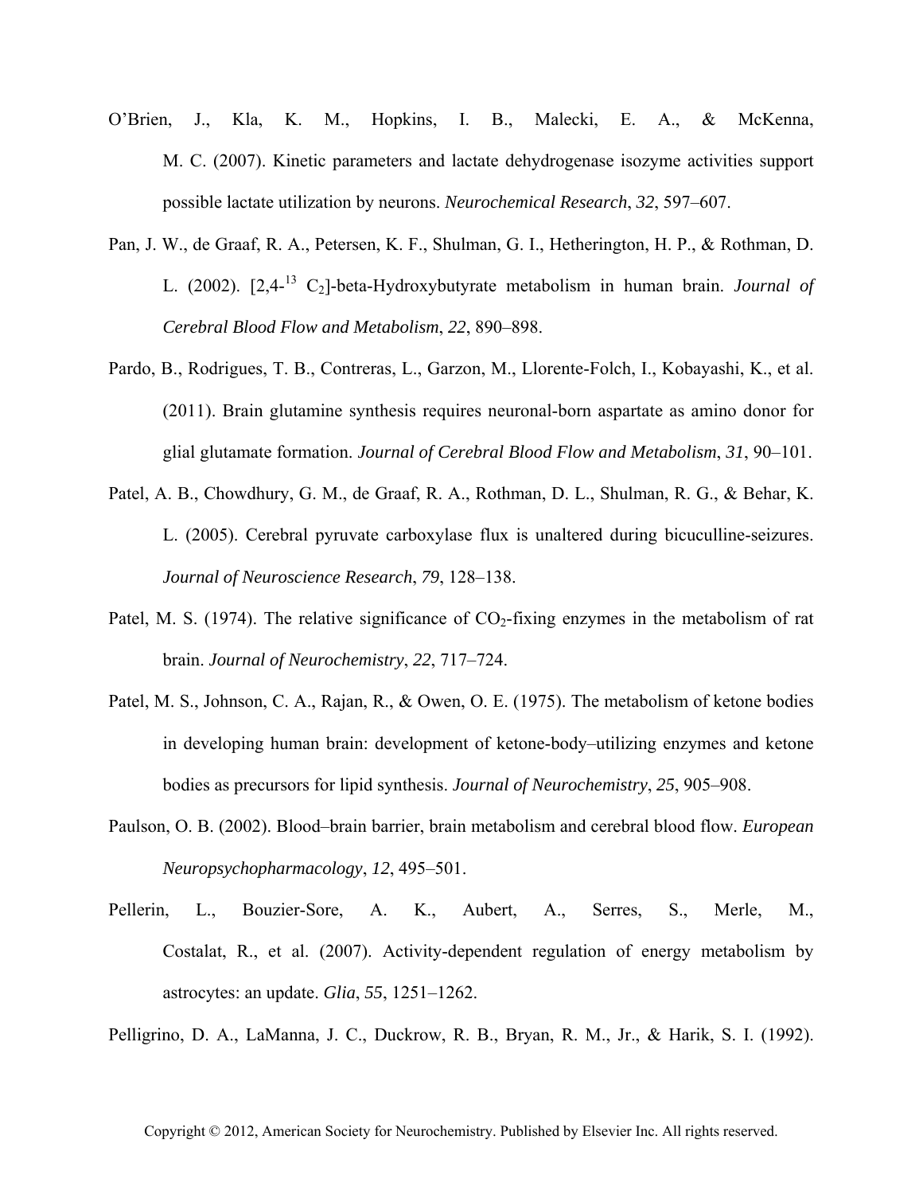O'Brien, J., Kla, K. M., Hopkins, I. B., Malecki, E. A., & McKenna, M. C. (2007). Kinetic parameters and lactate dehydrogenase isozyme activities support possible lactate utilization by neurons. *Neurochemical Research*, *32*, 597–607.

Pan, J. W., de Graaf, R. A., Petersen, K. F., Shulman, G. I., Hetherington, H. P., & Rothman, D. L. (2002). [2,4-$^{13}$ $C_2$]-beta-Hydroxybutyrate metabolism in human brain. *Journal of Cerebral Blood Flow and Metabolism*, *22*, 890–898.

Pardo, B., Rodrigues, T. B., Contreras, L., Garzon, M., Llorente-Folch, I., Kobayashi, K., et al. (2011). Brain glutamine synthesis requires neuronal-born aspartate as amino donor for glial glutamate formation. *Journal of Cerebral Blood Flow and Metabolism*, *31*, 90–101.

Patel, A. B., Chowdhury, G. M., de Graaf, R. A., Rothman, D. L., Shulman, R. G., & Behar, K. L. (2005). Cerebral pyruvate carboxylase flux is unaltered during bicuculline-seizures. *Journal of Neuroscience Research*, *79*, 128–138.

Patel, M. S. (1974). The relative significance of $CO_2$-fixing enzymes in the metabolism of rat brain. *Journal of Neurochemistry*, *22*, 717–724.

Patel, M. S., Johnson, C. A., Rajan, R., & Owen, O. E. (1975). The metabolism of ketone bodies in developing human brain: development of ketone-body–utilizing enzymes and ketone bodies as precursors for lipid synthesis. *Journal of Neurochemistry*, *25*, 905–908.

Paulson, O. B. (2002). Blood–brain barrier, brain metabolism and cerebral blood flow. *European Neuropsychopharmacology*, *12*, 495–501.

Pellerin, L., Bouzier-Sore, A. K., Aubert, A., Serres, S., Merle, M., Costalat, R., et al. (2007). Activity-dependent regulation of energy metabolism by astrocytes: an update. *Glia*, *55*, 1251–1262.

Pelligrino, D. A., LaManna, J. C., Duckrow, R. B., Bryan, R. M., Jr., & Harik, S. I. (1992).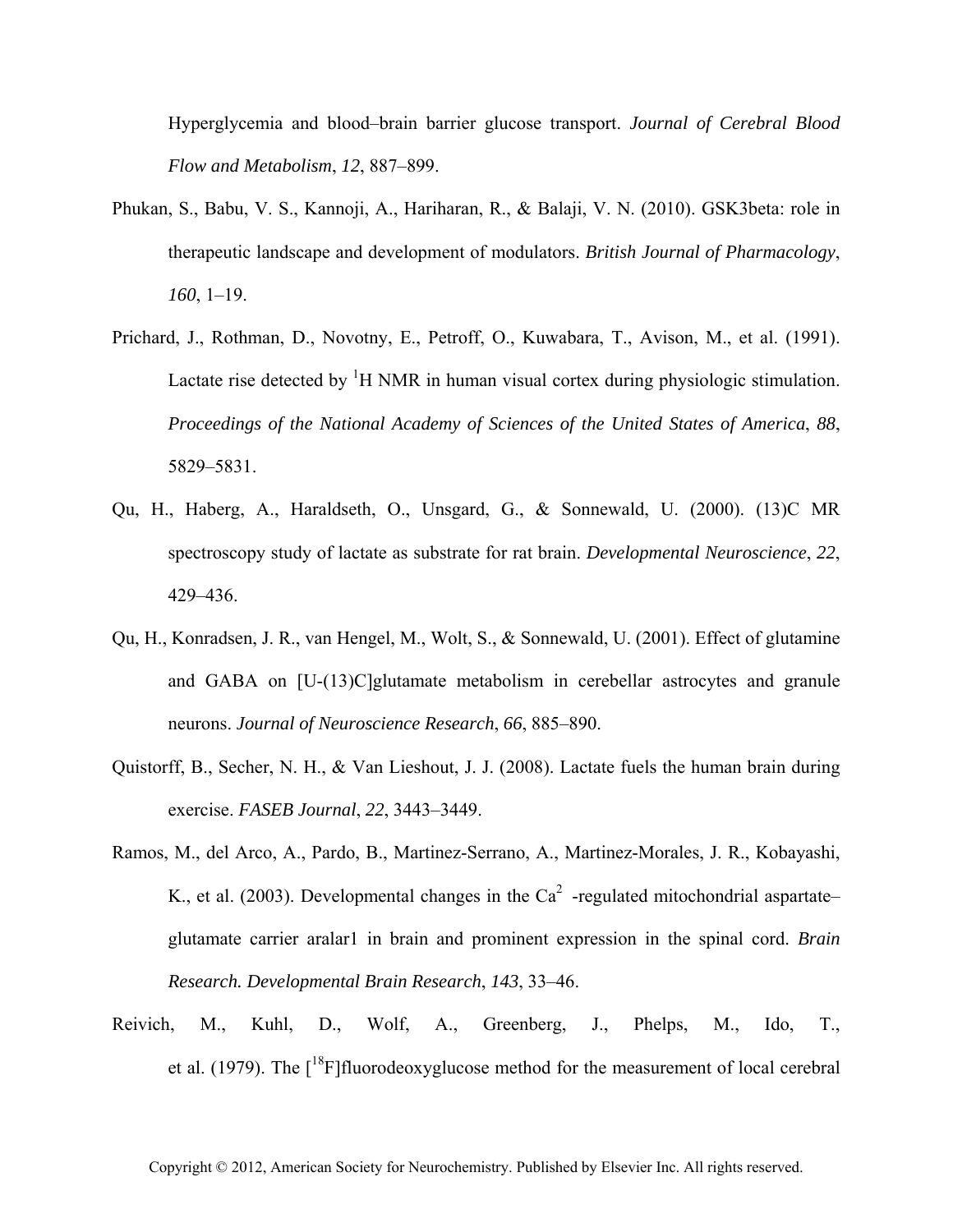Hyperglycemia and blood–brain barrier glucose transport. *Journal of Cerebral Blood Flow and Metabolism*, *12*, 887–899.

Phukan, S., Babu, V. S., Kannoji, A., Hariharan, R., & Balaji, V. N. (2010). GSK3beta: role in therapeutic landscape and development of modulators. *British Journal of Pharmacology*, *160*, 1–19.

Prichard, J., Rothman, D., Novotny, E., Petroff, O., Kuwabara, T., Avison, M., et al. (1991). Lactate rise detected by $^{1}$H NMR in human visual cortex during physiologic stimulation. *Proceedings of the National Academy of Sciences of the United States of America*, *88*, 5829–5831.

Qu, H., Haberg, A., Haraldseth, O., Unsgard, G., & Sonnewald, U. (2000). (13)C MR spectroscopy study of lactate as substrate for rat brain. *Developmental Neuroscience*, *22*, 429–436.

Qu, H., Konradsen, J. R., van Hengel, M., Wolt, S., & Sonnewald, U. (2001). Effect of glutamine and GABA on [U-(13)C]glutamate metabolism in cerebellar astrocytes and granule neurons. *Journal of Neuroscience Research*, *66*, 885–890.

Quistorff, B., Secher, N. H., & Van Lieshout, J. J. (2008). Lactate fuels the human brain during exercise. *FASEB Journal*, *22*, 3443–3449.

Ramos, M., del Arco, A., Pardo, B., Martinez-Serrano, A., Martinez-Morales, J. R., Kobayashi, K., et al. (2003). Developmental changes in the $Ca^{2}$ -regulated mitochondrial aspartate–glutamate carrier aralar1 in brain and prominent expression in the spinal cord. *Brain Research. Developmental Brain Research*, *143*, 33–46.

Reivich, M., Kuhl, D., Wolf, A., Greenberg, J., Phelps, M., Ido, T., et al. (1979). The [$^{18}$F]fluorodeoxyglucose method for the measurement of local cerebral

Copyright © 2012, American Society for Neurochemistry. Published by Elsevier Inc. All rights reserved.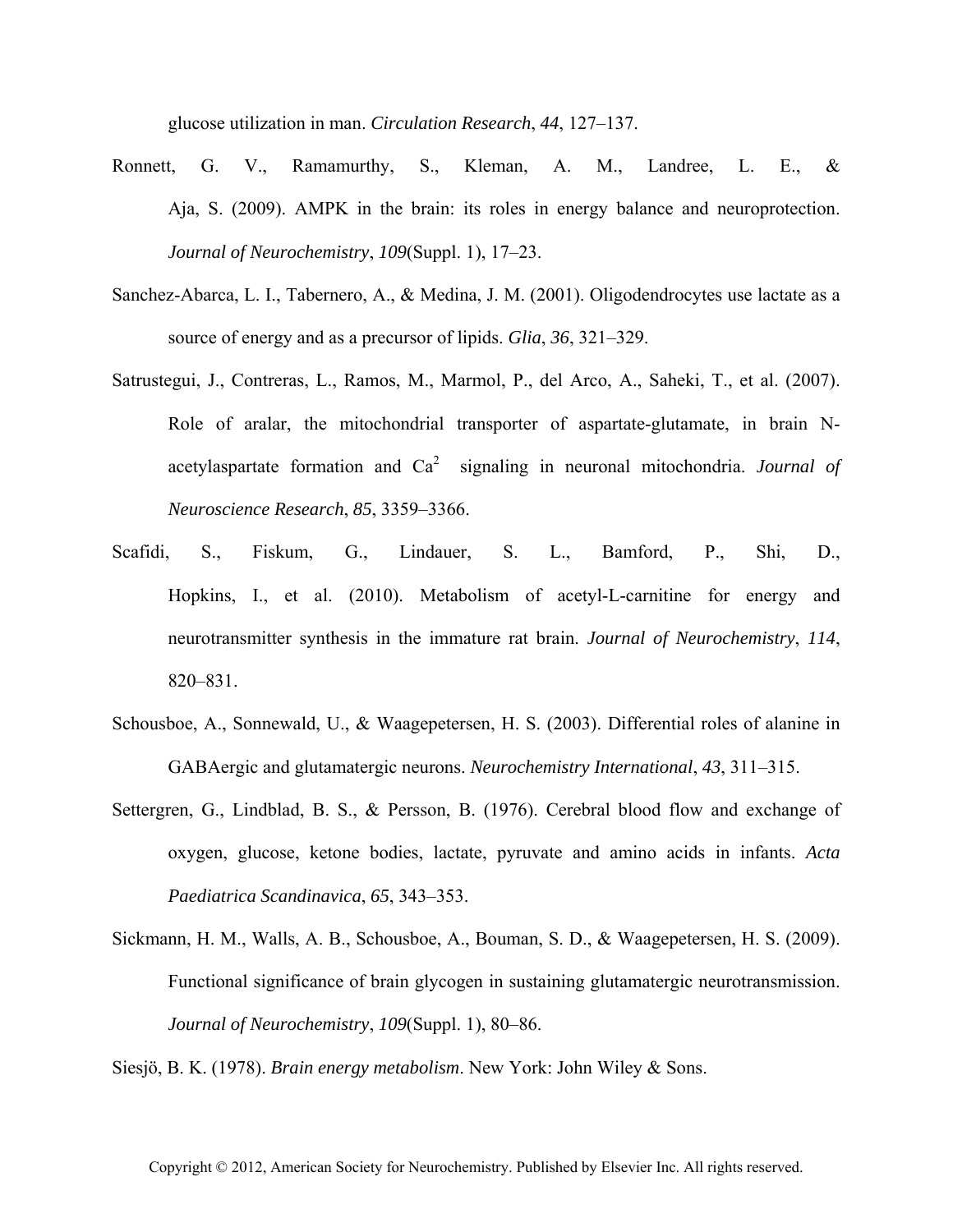glucose utilization in man. *Circulation Research*, *44*, 127–137.

Ronnett, G. V., Ramamurthy, S., Kleman, A. M., Landree, L. E., & Aja, S. (2009). AMPK in the brain: its roles in energy balance and neuroprotection. *Journal of Neurochemistry*, *109*(Suppl. 1), 17–23.

Sanchez-Abarca, L. I., Tabernero, A., & Medina, J. M. (2001). Oligodendrocytes use lactate as a source of energy and as a precursor of lipids. *Glia*, *36*, 321–329.

Satrustegui, J., Contreras, L., Ramos, M., Marmol, P., del Arco, A., Saheki, T., et al. (2007). Role of aralar, the mitochondrial transporter of aspartate-glutamate, in brain N-acetylaspartate formation and $Ca^{2}$ signaling in neuronal mitochondria. *Journal of Neuroscience Research*, *85*, 3359–3366.

Scafidi, S., Fiskum, G., Lindauer, S. L., Bamford, P., Shi, D., Hopkins, I., et al. (2010). Metabolism of acetyl-L-carnitine for energy and neurotransmitter synthesis in the immature rat brain. *Journal of Neurochemistry*, *114*, 820–831.

Schousboe, A., Sonnewald, U., & Waagepetersen, H. S. (2003). Differential roles of alanine in GABAergic and glutamatergic neurons. *Neurochemistry International*, *43*, 311–315.

Settergren, G., Lindblad, B. S., & Persson, B. (1976). Cerebral blood flow and exchange of oxygen, glucose, ketone bodies, lactate, pyruvate and amino acids in infants. *Acta Paediatrica Scandinavica*, *65*, 343–353.

Sickmann, H. M., Walls, A. B., Schousboe, A., Bouman, S. D., & Waagepetersen, H. S. (2009). Functional significance of brain glycogen in sustaining glutamatergic neurotransmission. *Journal of Neurochemistry*, *109*(Suppl. 1), 80–86.

Siesjö, B. K. (1978). *Brain energy metabolism*. New York: John Wiley & Sons.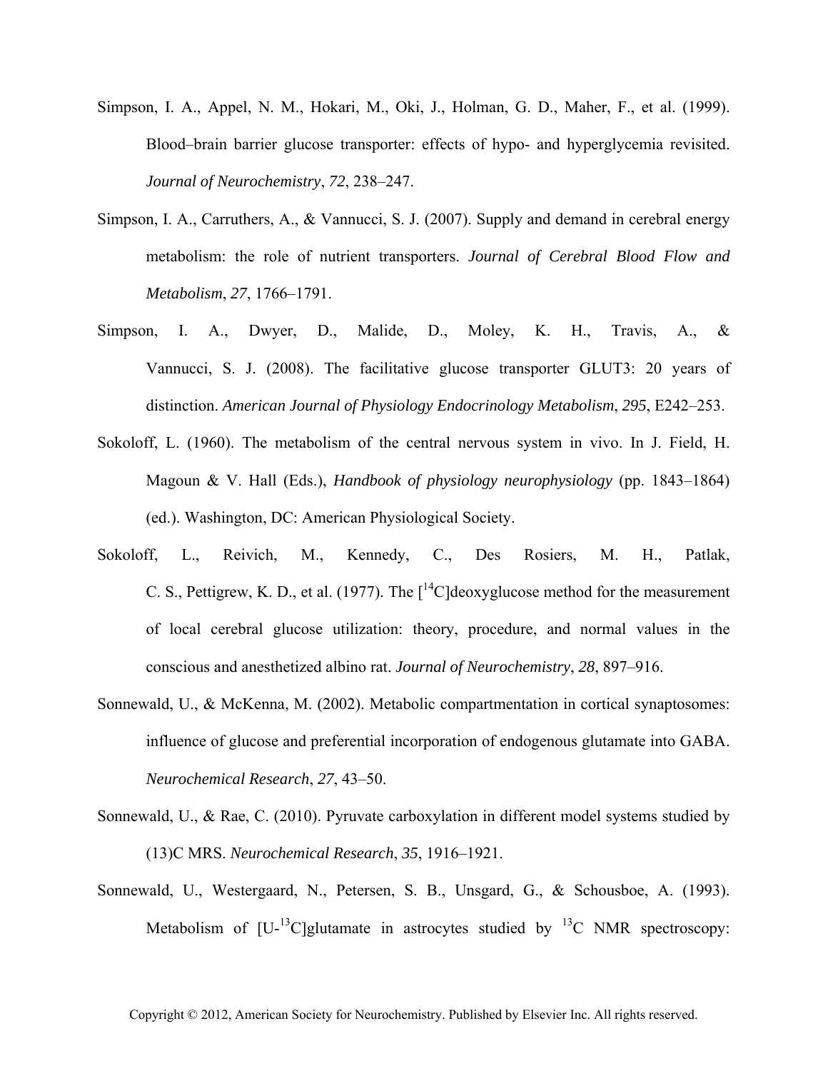Simpson, I. A., Appel, N. M., Hokari, M., Oki, J., Holman, G. D., Maher, F., et al. (1999). Blood–brain barrier glucose transporter: effects of hypo- and hyperglycemia revisited. *Journal of Neurochemistry*, *72*, 238–247.

Simpson, I. A., Carruthers, A., & Vannucci, S. J. (2007). Supply and demand in cerebral energy metabolism: the role of nutrient transporters. *Journal of Cerebral Blood Flow and Metabolism*, *27*, 1766–1791.

Simpson, I. A., Dwyer, D., Malide, D., Moley, K. H., Travis, A., & Vannucci, S. J. (2008). The facilitative glucose transporter GLUT3: 20 years of distinction. *American Journal of Physiology Endocrinology Metabolism*, *295*, E242–253.

Sokoloff, L. (1960). The metabolism of the central nervous system in vivo. In J. Field, H. Magoun & V. Hall (Eds.), *Handbook of physiology neurophysiology* (pp. 1843–1864) (ed.). Washington, DC: American Physiological Society.

Sokoloff, L., Reivich, M., Kennedy, C., Des Rosiers, M. H., Patlak, C. S., Pettigrew, K. D., et al. (1977). The [$^{14}$C]deoxyglucose method for the measurement of local cerebral glucose utilization: theory, procedure, and normal values in the conscious and anesthetized albino rat. *Journal of Neurochemistry*, *28*, 897–916.

Sonnewald, U., & McKenna, M. (2002). Metabolic compartmentation in cortical synaptosomes: influence of glucose and preferential incorporation of endogenous glutamate into GABA. *Neurochemical Research*, *27*, 43–50.

Sonnewald, U., & Rae, C. (2010). Pyruvate carboxylation in different model systems studied by (13)C MRS. *Neurochemical Research*, *35*, 1916–1921.

Sonnewald, U., Westergaard, N., Petersen, S. B., Unsgard, G., & Schousboe, A. (1993). Metabolism of [U-$^{13}$C]glutamate in astrocytes studied by $^{13}$C NMR spectroscopy: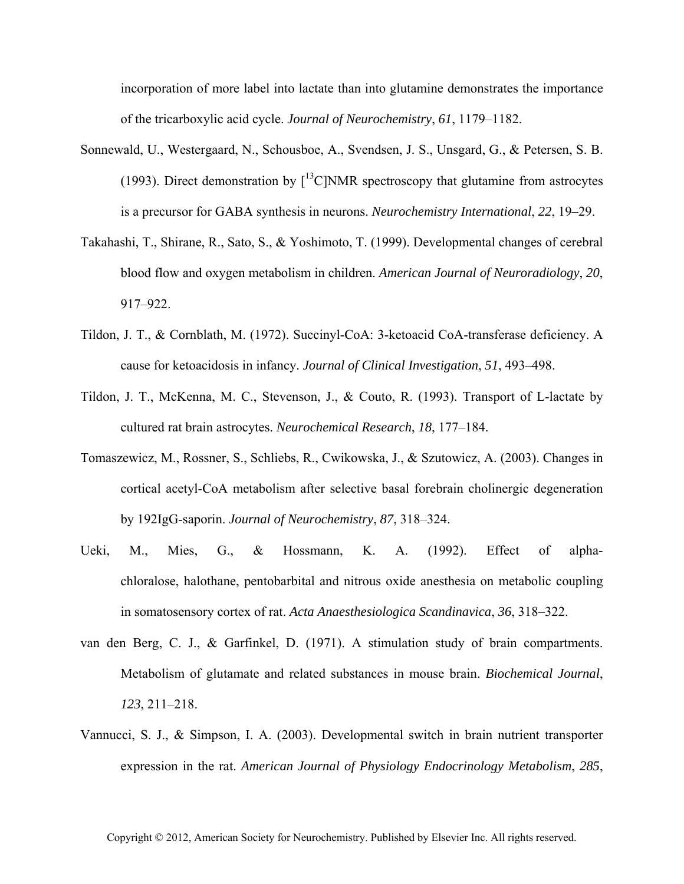incorporation of more label into lactate than into glutamine demonstrates the importance of the tricarboxylic acid cycle. *Journal of Neurochemistry*, *61*, 1179–1182.

Sonnewald, U., Westergaard, N., Schousboe, A., Svendsen, J. S., Unsgard, G., & Petersen, S. B. (1993). Direct demonstration by [$^{13}$C]NMR spectroscopy that glutamine from astrocytes is a precursor for GABA synthesis in neurons. *Neurochemistry International*, *22*, 19–29.

Takahashi, T., Shirane, R., Sato, S., & Yoshimoto, T. (1999). Developmental changes of cerebral blood flow and oxygen metabolism in children. *American Journal of Neuroradiology*, *20*, 917–922.

Tildon, J. T., & Cornblath, M. (1972). Succinyl-CoA: 3-ketoacid CoA-transferase deficiency. A cause for ketoacidosis in infancy. *Journal of Clinical Investigation*, *51*, 493–498.

Tildon, J. T., McKenna, M. C., Stevenson, J., & Couto, R. (1993). Transport of L-lactate by cultured rat brain astrocytes. *Neurochemical Research*, *18*, 177–184.

Tomaszewicz, M., Rossner, S., Schliebs, R., Cwikowska, J., & Szutowicz, A. (2003). Changes in cortical acetyl-CoA metabolism after selective basal forebrain cholinergic degeneration by 192IgG-saporin. *Journal of Neurochemistry*, *87*, 318–324.

Ueki, M., Mies, G., & Hossmann, K. A. (1992). Effect of alpha-chloralose, halothane, pentobarbital and nitrous oxide anesthesia on metabolic coupling in somatosensory cortex of rat. *Acta Anaesthesiologica Scandinavica*, *36*, 318–322.

van den Berg, C. J., & Garfinkel, D. (1971). A stimulation study of brain compartments. Metabolism of glutamate and related substances in mouse brain. *Biochemical Journal*, *123*, 211–218.

Vannucci, S. J., & Simpson, I. A. (2003). Developmental switch in brain nutrient transporter expression in the rat. *American Journal of Physiology Endocrinology Metabolism*, *285*,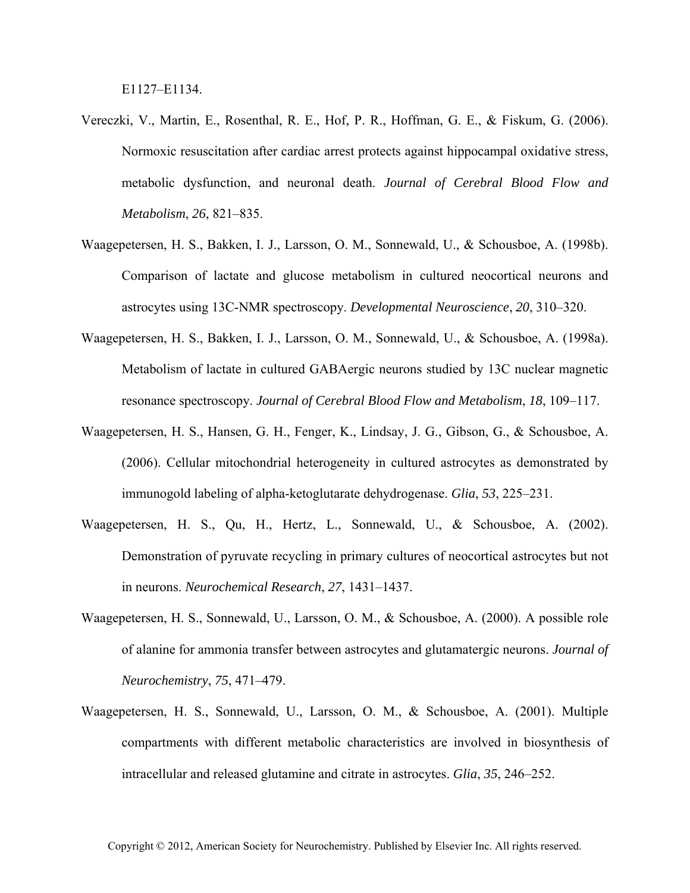E1127–E1134.

Vereczki, V., Martin, E., Rosenthal, R. E., Hof, P. R., Hoffman, G. E., & Fiskum, G. (2006). Normoxic resuscitation after cardiac arrest protects against hippocampal oxidative stress, metabolic dysfunction, and neuronal death. *Journal of Cerebral Blood Flow and Metabolism*, *26*, 821–835.

Waagepetersen, H. S., Bakken, I. J., Larsson, O. M., Sonnewald, U., & Schousboe, A. (1998b). Comparison of lactate and glucose metabolism in cultured neocortical neurons and astrocytes using 13C-NMR spectroscopy. *Developmental Neuroscience*, *20*, 310–320.

Waagepetersen, H. S., Bakken, I. J., Larsson, O. M., Sonnewald, U., & Schousboe, A. (1998a). Metabolism of lactate in cultured GABAergic neurons studied by 13C nuclear magnetic resonance spectroscopy. *Journal of Cerebral Blood Flow and Metabolism*, *18*, 109–117.

Waagepetersen, H. S., Hansen, G. H., Fenger, K., Lindsay, J. G., Gibson, G., & Schousboe, A. (2006). Cellular mitochondrial heterogeneity in cultured astrocytes as demonstrated by immunogold labeling of alpha-ketoglutarate dehydrogenase. *Glia*, *53*, 225–231.

Waagepetersen, H. S., Qu, H., Hertz, L., Sonnewald, U., & Schousboe, A. (2002). Demonstration of pyruvate recycling in primary cultures of neocortical astrocytes but not in neurons. *Neurochemical Research*, *27*, 1431–1437.

Waagepetersen, H. S., Sonnewald, U., Larsson, O. M., & Schousboe, A. (2000). A possible role of alanine for ammonia transfer between astrocytes and glutamatergic neurons. *Journal of Neurochemistry*, *75*, 471–479.

Waagepetersen, H. S., Sonnewald, U., Larsson, O. M., & Schousboe, A. (2001). Multiple compartments with different metabolic characteristics are involved in biosynthesis of intracellular and released glutamine and citrate in astrocytes. *Glia*, *35*, 246–252.

Copyright © 2012, American Society for Neurochemistry. Published by Elsevier Inc. All rights reserved.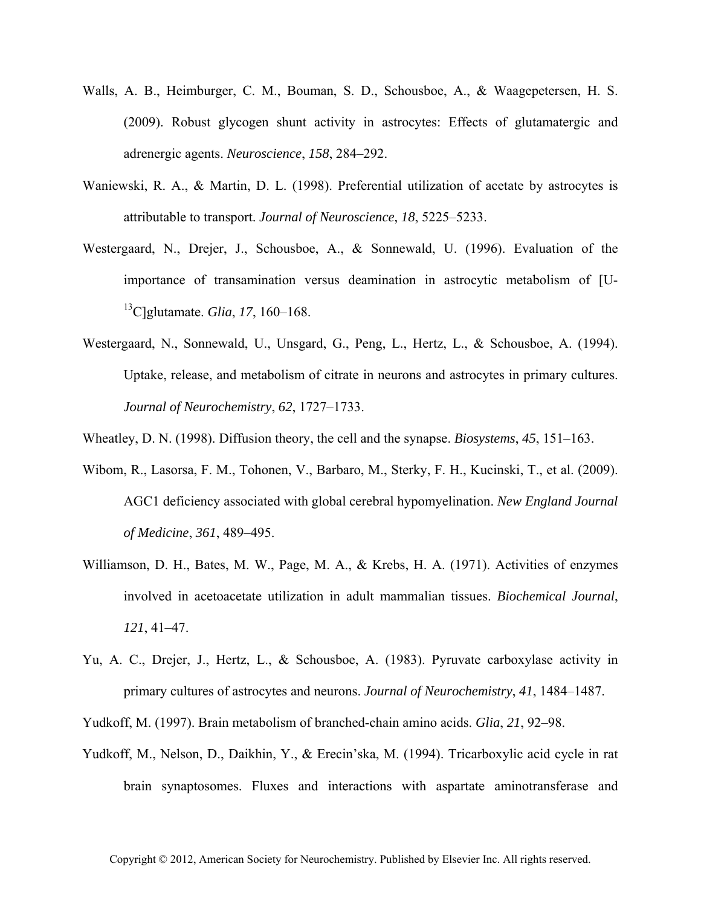Walls, A. B., Heimburger, C. M., Bouman, S. D., Schousboe, A., & Waagepetersen, H. S. (2009). Robust glycogen shunt activity in astrocytes: Effects of glutamatergic and adrenergic agents. *Neuroscience*, *158*, 284–292.

Waniewski, R. A., & Martin, D. L. (1998). Preferential utilization of acetate by astrocytes is attributable to transport. *Journal of Neuroscience*, *18*, 5225–5233.

Westergaard, N., Drejer, J., Schousboe, A., & Sonnewald, U. (1996). Evaluation of the importance of transamination versus deamination in astrocytic metabolism of [U-$^{13}$C]glutamate. *Glia*, *17*, 160–168.

Westergaard, N., Sonnewald, U., Unsgard, G., Peng, L., Hertz, L., & Schousboe, A. (1994). Uptake, release, and metabolism of citrate in neurons and astrocytes in primary cultures. *Journal of Neurochemistry*, *62*, 1727–1733.

Wheatley, D. N. (1998). Diffusion theory, the cell and the synapse. *Biosystems*, *45*, 151–163.

Wibom, R., Lasorsa, F. M., Tohonen, V., Barbaro, M., Sterky, F. H., Kucinski, T., et al. (2009). AGC1 deficiency associated with global cerebral hypomyelination. *New England Journal of Medicine*, *361*, 489–495.

Williamson, D. H., Bates, M. W., Page, M. A., & Krebs, H. A. (1971). Activities of enzymes involved in acetoacetate utilization in adult mammalian tissues. *Biochemical Journal*, *121*, 41–47.

Yu, A. C., Drejer, J., Hertz, L., & Schousboe, A. (1983). Pyruvate carboxylase activity in primary cultures of astrocytes and neurons. *Journal of Neurochemistry*, *41*, 1484–1487.

Yudkoff, M. (1997). Brain metabolism of branched-chain amino acids. *Glia*, *21*, 92–98.

Yudkoff, M., Nelson, D., Daikhin, Y., & Erecin'ska, M. (1994). Tricarboxylic acid cycle in rat brain synaptosomes. Fluxes and interactions with aspartate aminotransferase and

Copyright © 2012, American Society for Neurochemistry. Published by Elsevier Inc. All rights reserved.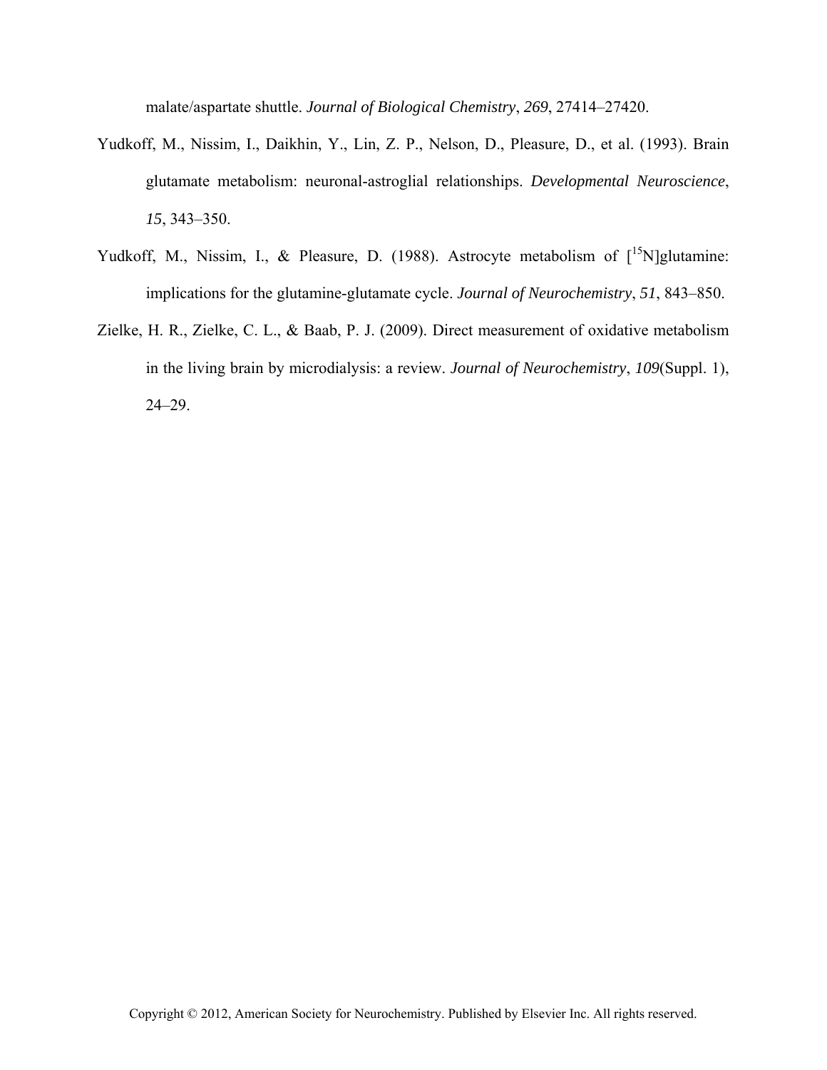malate/aspartate shuttle. *Journal of Biological Chemistry*, *269*, 27414–27420.

Yudkoff, M., Nissim, I., Daikhin, Y., Lin, Z. P., Nelson, D., Pleasure, D., et al. (1993). Brain glutamate metabolism: neuronal-astroglial relationships. *Developmental Neuroscience*, *15*, 343–350.

Yudkoff, M., Nissim, I., & Pleasure, D. (1988). Astrocyte metabolism of [$^{15}$N]glutamine: implications for the glutamine-glutamate cycle. *Journal of Neurochemistry*, *51*, 843–850.

Zielke, H. R., Zielke, C. L., & Baab, P. J. (2009). Direct measurement of oxidative metabolism in the living brain by microdialysis: a review. *Journal of Neurochemistry*, *109*(Suppl. 1), 24–29.

Copyright © 2012, American Society for Neurochemistry. Published by Elsevier Inc. All rights reserved.